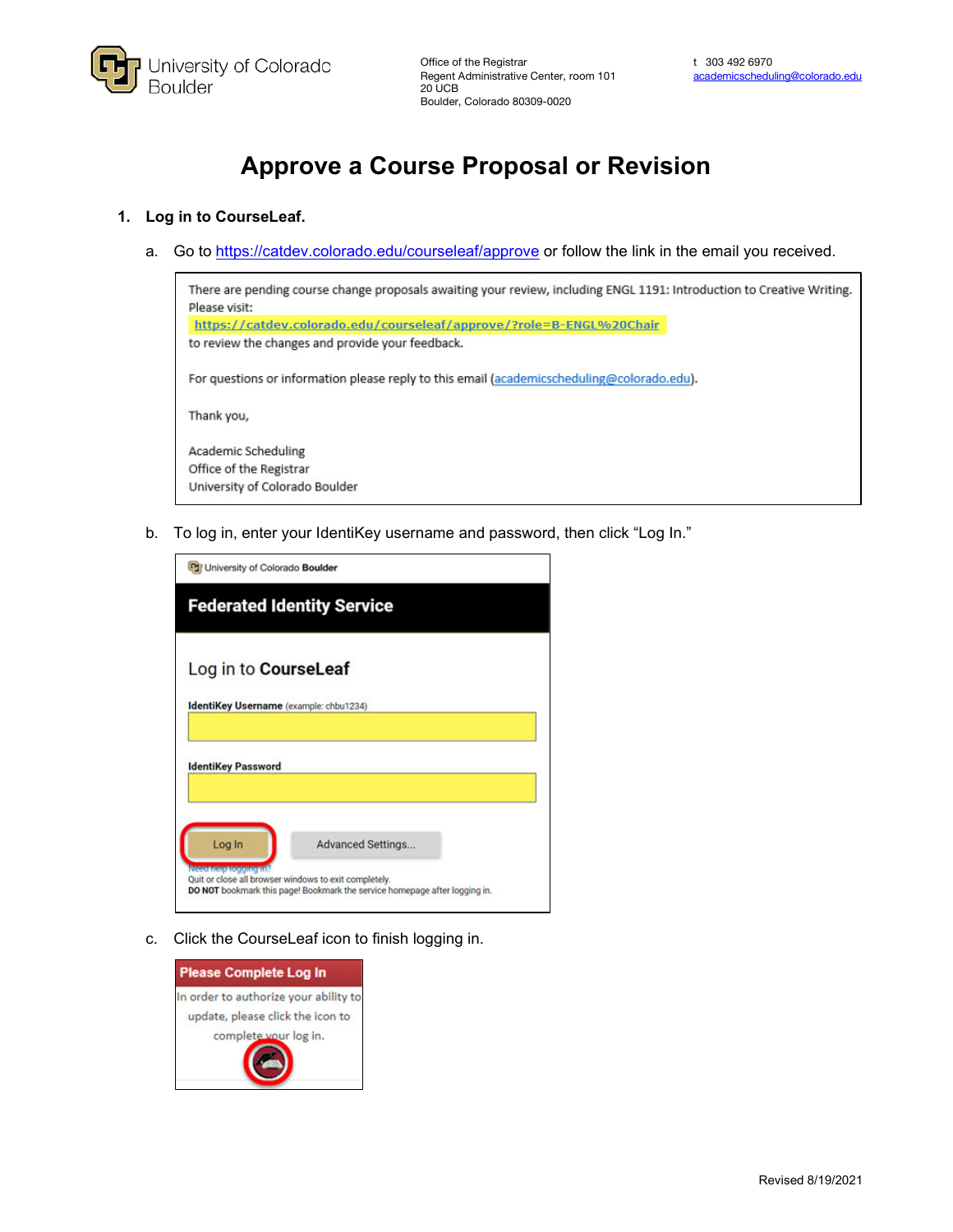University of Colorado Boulder

Office of the Registrar
Regent Administrative Center, room 101
20 UCB
Boulder, Colorado 80309-0020

t 303 492 6970
academicscheduling@colorado.edu

# Approve a Course Proposal or Revision

1. **Log in to CourseLeaf.**

   a. Go to https://catdev.colorado.edu/courseleaf/approve or follow the link in the email you received.

   > There are pending course change proposals awaiting your review, including ENGL 1191: Introduction to Creative Writing. Please visit:
   > https://catdev.colorado.edu/courseleaf/approve/?role=B-ENGL%20Chair
   > to review the changes and provide your feedback.
   >
   > For questions or information please reply to this email (academicscheduling@colorado.edu).
   >
   > Thank you,
   >
   > Academic Scheduling
   > Office of the Registrar
   > University of Colorado Boulder

   b. To log in, enter your IdentiKey username and password, then click "Log In."

   > University of Colorado **Boulder**
   >
   > **Federated Identity Service**
   >
   > Log in to **CourseLeaf**
   >
   > **IdentiKey Username** (example: chbu1234)
   >
   > **IdentiKey Password**
   >
   > Log In | Advanced Settings...
   >
   > Need help logging in?
   > Quit or close all browser windows to exit completely.
   > **DO NOT** bookmark this page! Bookmark the service homepage after logging in.

   c. Click the CourseLeaf icon to finish logging in.

   > **Please Complete Log In**
   > In order to authorize your ability to update, please click the icon to complete your log in.

Revised 8/19/2021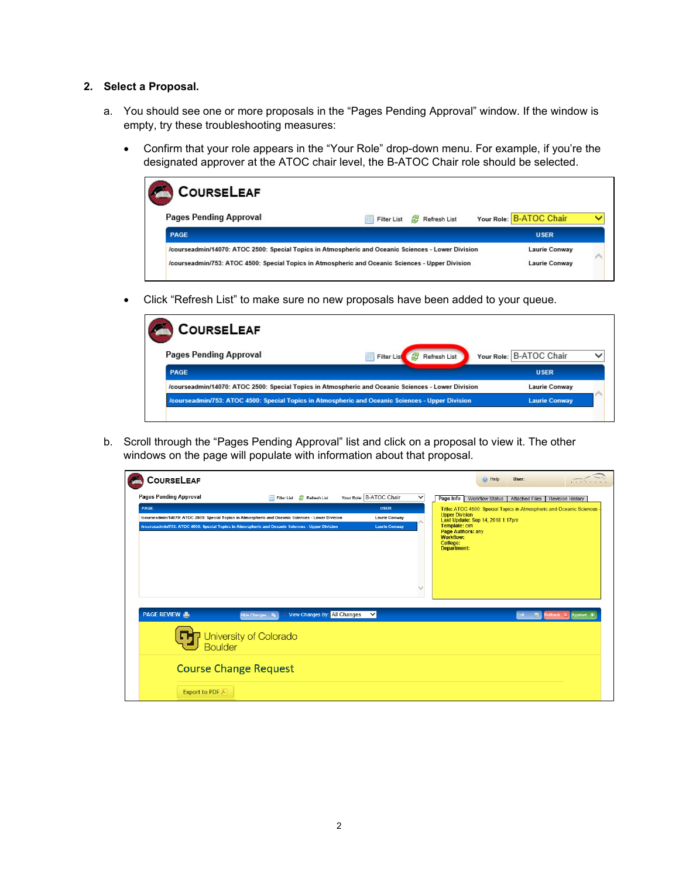2. **Select a Proposal.**

   a. You should see one or more proposals in the "Pages Pending Approval" window. If the window is empty, try these troubleshooting measures:

      - Confirm that your role appears in the "Your Role" drop-down menu. For example, if you're the designated approver at the ATOC chair level, the B-ATOC Chair role should be selected.

      - Click "Refresh List" to make sure no new proposals have been added to your queue.

   b. Scroll through the "Pages Pending Approval" list and click on a proposal to view it. The other windows on the page will populate with information about that proposal.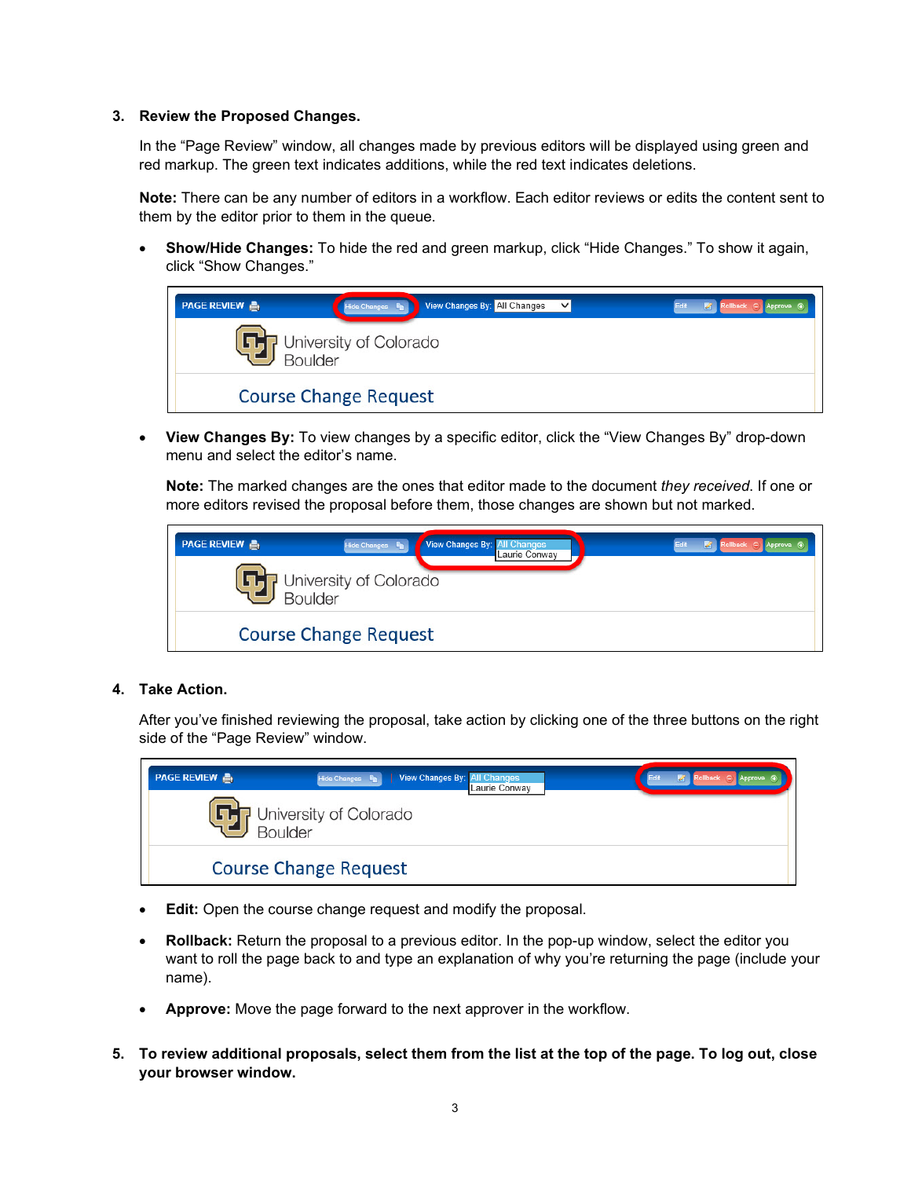3. **Review the Proposed Changes.**

   In the "Page Review" window, all changes made by previous editors will be displayed using green and red markup. The green text indicates additions, while the red text indicates deletions.

   **Note:** There can be any number of editors in a workflow. Each editor reviews or edits the content sent to them by the editor prior to them in the queue.

   - **Show/Hide Changes:** To hide the red and green markup, click "Hide Changes." To show it again, click "Show Changes."

   - **View Changes By:** To view changes by a specific editor, click the "View Changes By" drop-down menu and select the editor's name.

     **Note:** The marked changes are the ones that editor made to the document *they received*. If one or more editors revised the proposal before them, those changes are shown but not marked.

4. **Take Action.**

   After you've finished reviewing the proposal, take action by clicking one of the three buttons on the right side of the "Page Review" window.

   - **Edit:** Open the course change request and modify the proposal.
   - **Rollback:** Return the proposal to a previous editor. In the pop-up window, select the editor you want to roll the page back to and type an explanation of why you're returning the page (include your name).
   - **Approve:** Move the page forward to the next approver in the workflow.

5. **To review additional proposals, select them from the list at the top of the page. To log out, close your browser window.**